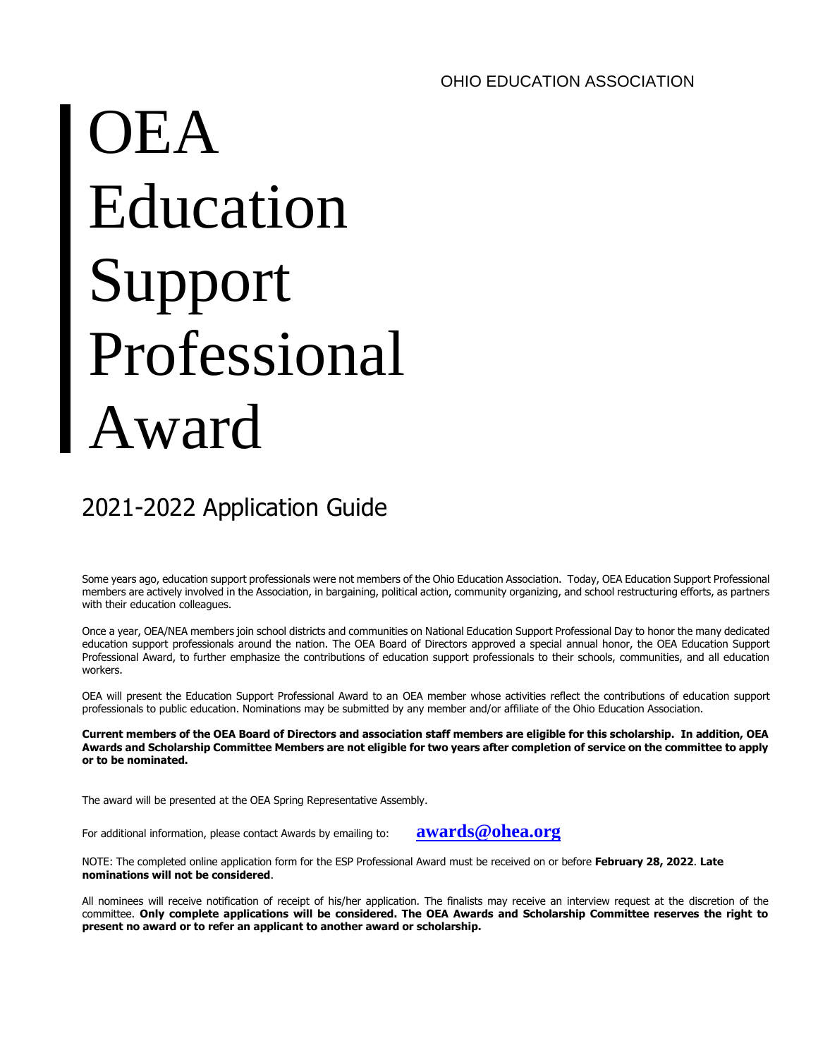OHIO EDUCATION ASSOCIATION

# OEA Education Support Professional Award

## 2021-2022 Application Guide

Some years ago, education support professionals were not members of the Ohio Education Association. Today, OEA Education Support Professional members are actively involved in the Association, in bargaining, political action, community organizing, and school restructuring efforts, as partners with their education colleagues.

Once a year, OEA/NEA members join school districts and communities on National Education Support Professional Day to honor the many dedicated education support professionals around the nation. The OEA Board of Directors approved a special annual honor, the OEA Education Support Professional Award, to further emphasize the contributions of education support professionals to their schools, communities, and all education workers.

OEA will present the Education Support Professional Award to an OEA member whose activities reflect the contributions of education support professionals to public education. Nominations may be submitted by any member and/or affiliate of the Ohio Education Association.

**Current members of the OEA Board of Directors and association staff members are eligible for this scholarship. In addition, OEA Awards and Scholarship Committee Members are not eligible for two years after completion of service on the committee to apply or to be nominated.**

The award will be presented at the OEA Spring Representative Assembly.

For additional information, please contact Awards by emailing to: **awards@ohea.org**

NOTE: The completed online application form for the ESP Professional Award must be received on or before **February 28, 2022**. **Late nominations will not be considered**.

All nominees will receive notification of receipt of his/her application. The finalists may receive an interview request at the discretion of the committee. **Only complete applications will be considered. The OEA Awards and Scholarship Committee reserves the right to present no award or to refer an applicant to another award or scholarship.**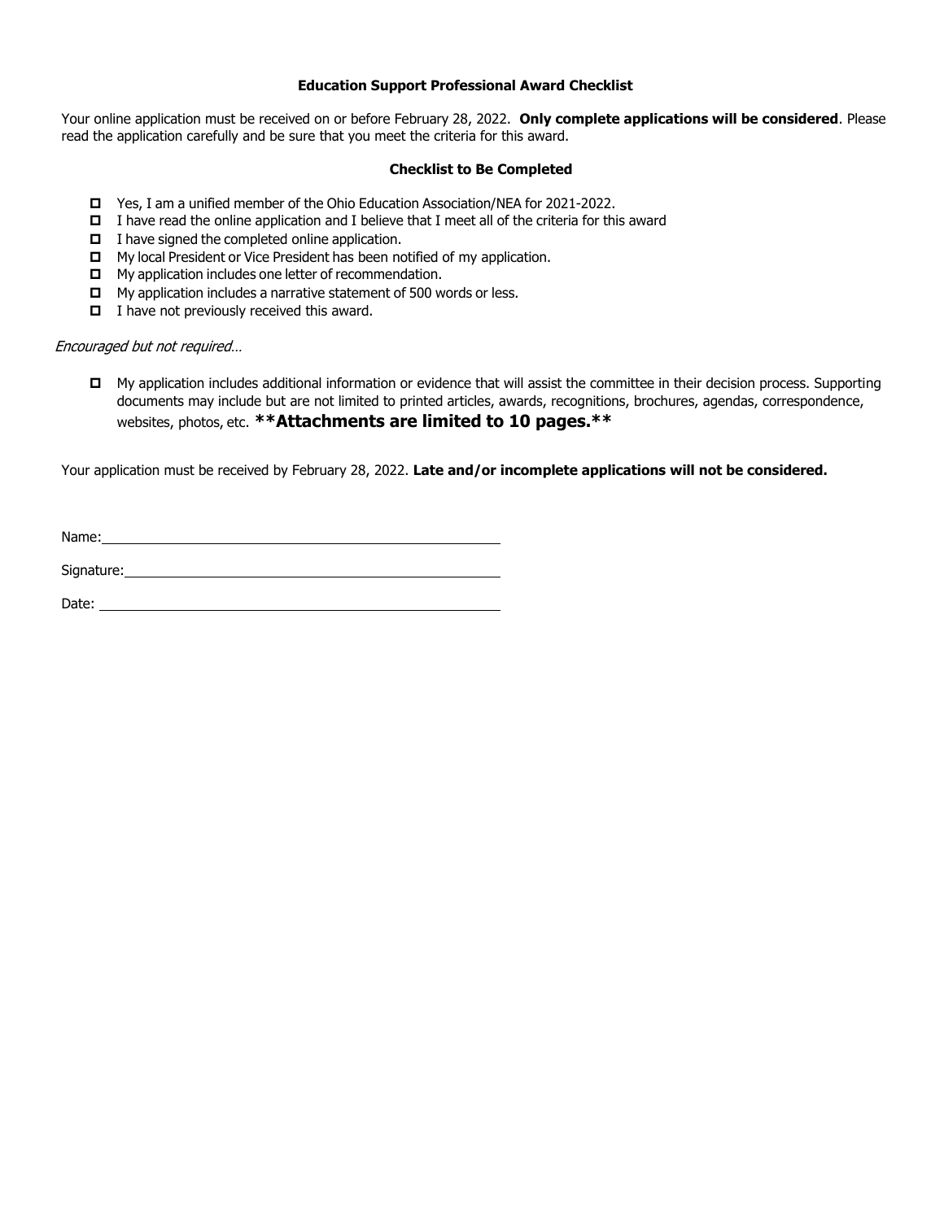## Education Support Professional Award Checklist

Your online application must be received on or before February 28, 2022. **Only complete applications will be considered**. Please read the application carefully and be sure that you meet the criteria for this award.

### Checklist to Be Completed

- ☐ Yes, I am a unified member of the Ohio Education Association/NEA for 2021-2022.
- ☐ I have read the online application and I believe that I meet all of the criteria for this award
- ☐ I have signed the completed online application.
- ☐ My local President or Vice President has been notified of my application.
- ☐ My application includes one letter of recommendation.
- ☐ My application includes a narrative statement of 500 words or less.
- ☐ I have not previously received this award.

*Encouraged but not required…*

- ☐ My application includes additional information or evidence that will assist the committee in their decision process. Supporting documents may include but are not limited to printed articles, awards, recognitions, brochures, agendas, correspondence, websites, photos, etc. **\*\*Attachments are limited to 10 pages.\*\***

Your application must be received by February 28, 2022. **Late and/or incomplete applications will not be considered.**

Name: ______________________________________________

Signature: ___________________________________________

Date: _______________________________________________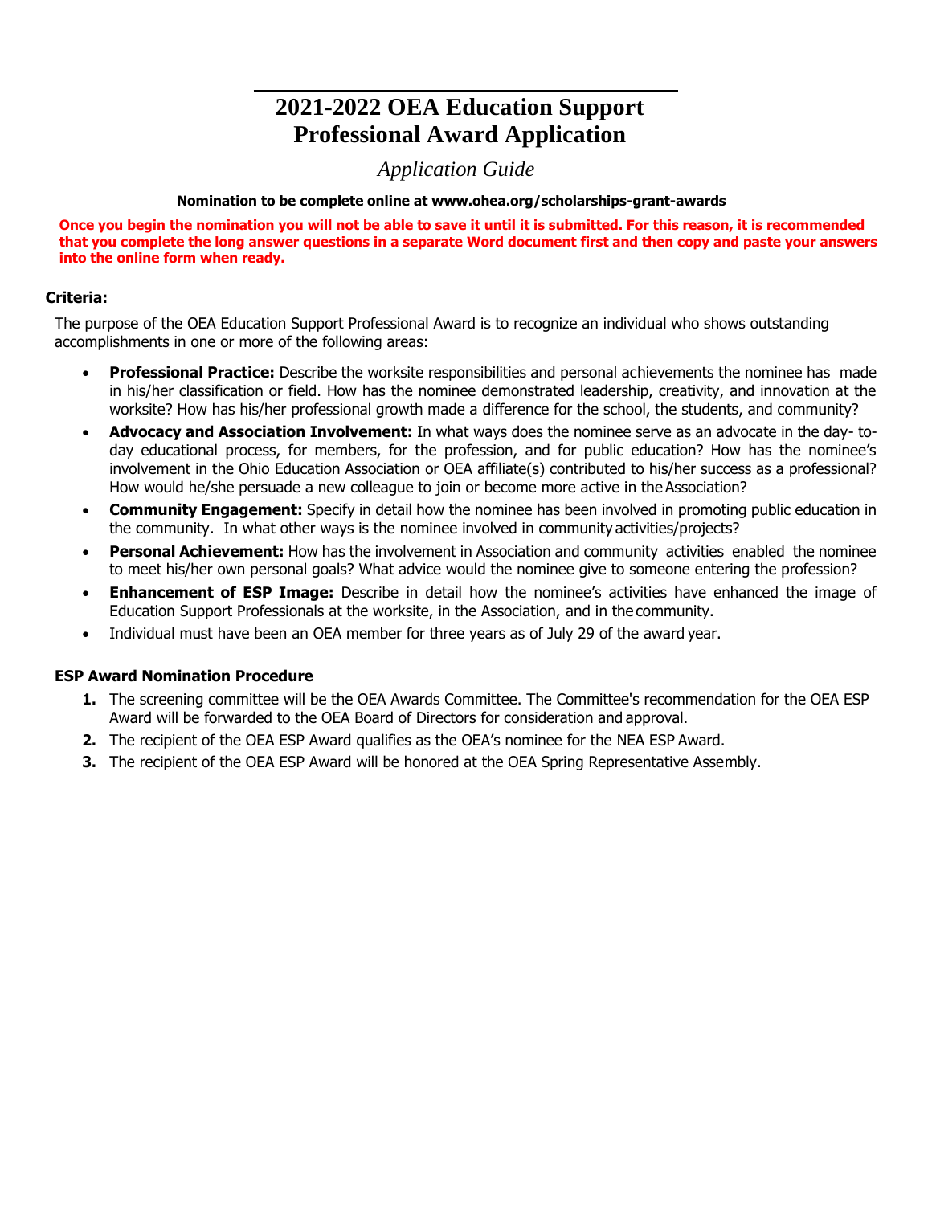# 2021-2022 OEA Education Support Professional Award Application

*Application Guide*

**Nomination to be complete online at www.ohea.org/scholarships-grant-awards**

**Once you begin the nomination you will not be able to save it until it is submitted. For this reason, it is recommended that you complete the long answer questions in a separate Word document first and then copy and paste your answers into the online form when ready.**

**Criteria:**

The purpose of the OEA Education Support Professional Award is to recognize an individual who shows outstanding accomplishments in one or more of the following areas:

- **Professional Practice:** Describe the worksite responsibilities and personal achievements the nominee has made in his/her classification or field. How has the nominee demonstrated leadership, creativity, and innovation at the worksite? How has his/her professional growth made a difference for the school, the students, and community?
- **Advocacy and Association Involvement:** In what ways does the nominee serve as an advocate in the day- to-day educational process, for members, for the profession, and for public education? How has the nominee's involvement in the Ohio Education Association or OEA affiliate(s) contributed to his/her success as a professional? How would he/she persuade a new colleague to join or become more active in the Association?
- **Community Engagement:** Specify in detail how the nominee has been involved in promoting public education in the community. In what other ways is the nominee involved in community activities/projects?
- **Personal Achievement:** How has the involvement in Association and community activities enabled the nominee to meet his/her own personal goals? What advice would the nominee give to someone entering the profession?
- **Enhancement of ESP Image:** Describe in detail how the nominee's activities have enhanced the image of Education Support Professionals at the worksite, in the Association, and in the community.
- Individual must have been an OEA member for three years as of July 29 of the award year.

**ESP Award Nomination Procedure**

1. The screening committee will be the OEA Awards Committee. The Committee's recommendation for the OEA ESP Award will be forwarded to the OEA Board of Directors for consideration and approval.
2. The recipient of the OEA ESP Award qualifies as the OEA's nominee for the NEA ESP Award.
3. The recipient of the OEA ESP Award will be honored at the OEA Spring Representative Assembly.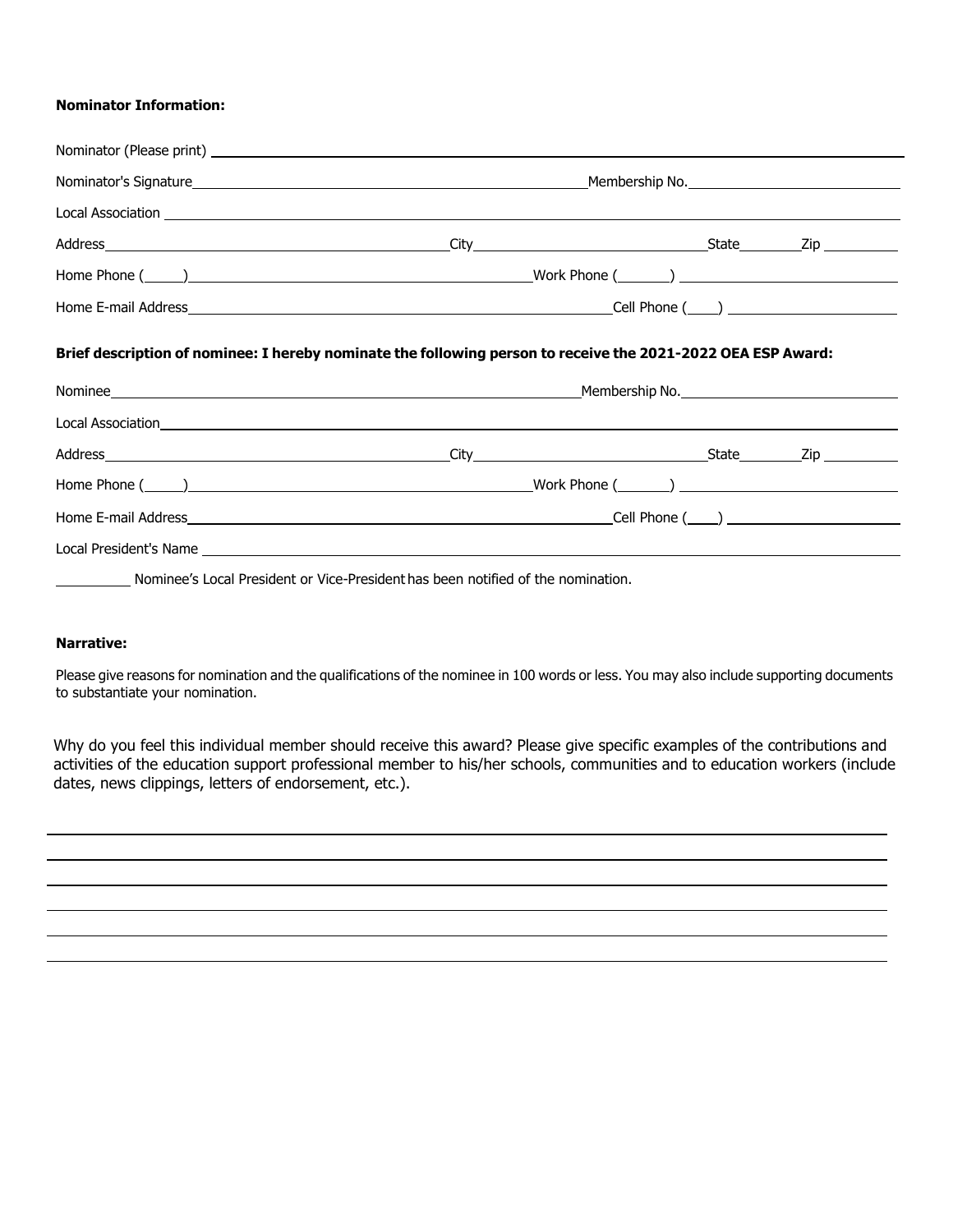**Nominator Information:**

Nominator (Please print) ______________________________________________

Nominator's Signature ______________________________ Membership No. ______________

Local Association ______________________________________________

Address ______________________ City ______________ State ______ Zip ______

Home Phone ( ____ ) ______________________ Work Phone ( ____ ) ______________

Home E-mail Address ______________________ Cell Phone ( ____ ) ______________

**Brief description of nominee: I hereby nominate the following person to receive the 2021-2022 OEA ESP Award:**

Nominee ______________________________ Membership No. ______________

Local Association ______________________________________________

Address ______________________ City ______________ State ______ Zip ______

Home Phone ( ____ ) ______________________ Work Phone ( ____ ) ______________

Home E-mail Address ______________________ Cell Phone ( ____ ) ______________

Local President's Name ______________________________________________

__________ Nominee's Local President or Vice-President has been notified of the nomination.

**Narrative:**

Please give reasons for nomination and the qualifications of the nominee in 100 words or less. You may also include supporting documents to substantiate your nomination.

Why do you feel this individual member should receive this award? Please give specific examples of the contributions and activities of the education support professional member to his/her schools, communities and to education workers (include dates, news clippings, letters of endorsement, etc.).

______________________________________________

______________________________________________

______________________________________________

______________________________________________

______________________________________________

______________________________________________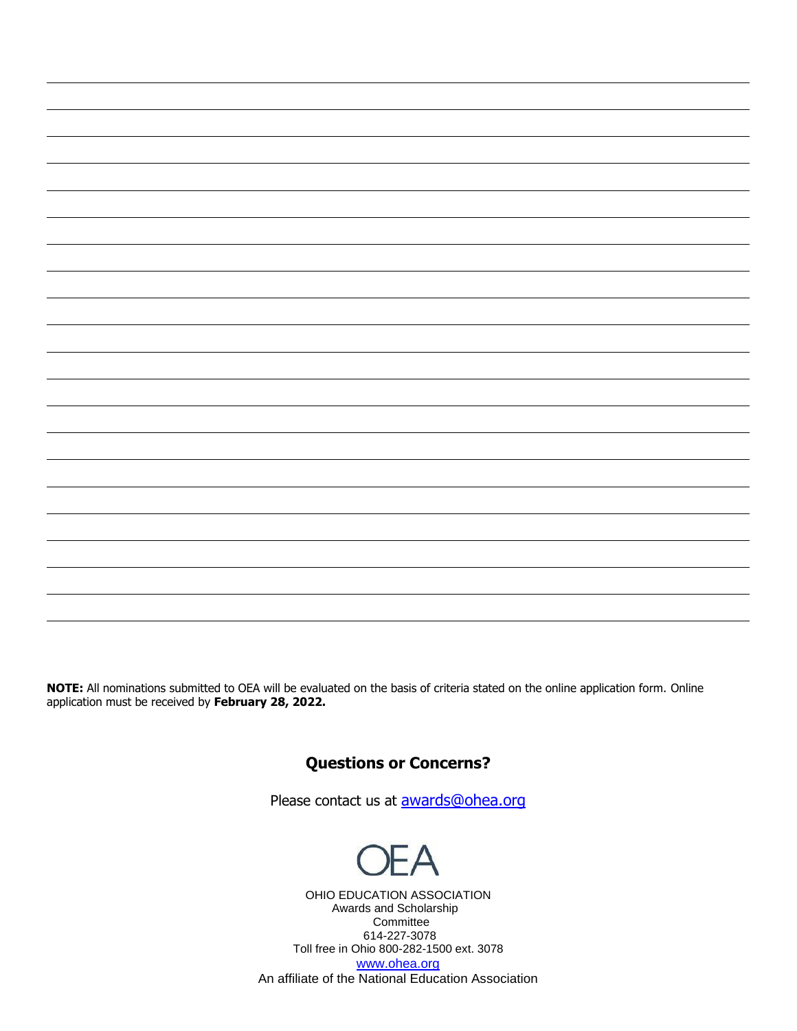**NOTE:** All nominations submitted to OEA will be evaluated on the basis of criteria stated on the online application form. Online application must be received by **February 28, 2022.**

## Questions or Concerns?

Please contact us at [awards@ohea.org](mailto:awards@ohea.org)

OEA

OHIO EDUCATION ASSOCIATION
Awards and Scholarship
Committee
614-227-3078
Toll free in Ohio 800-282-1500 ext. 3078
[www.ohea.org](http://www.ohea.org)
An affiliate of the National Education Association